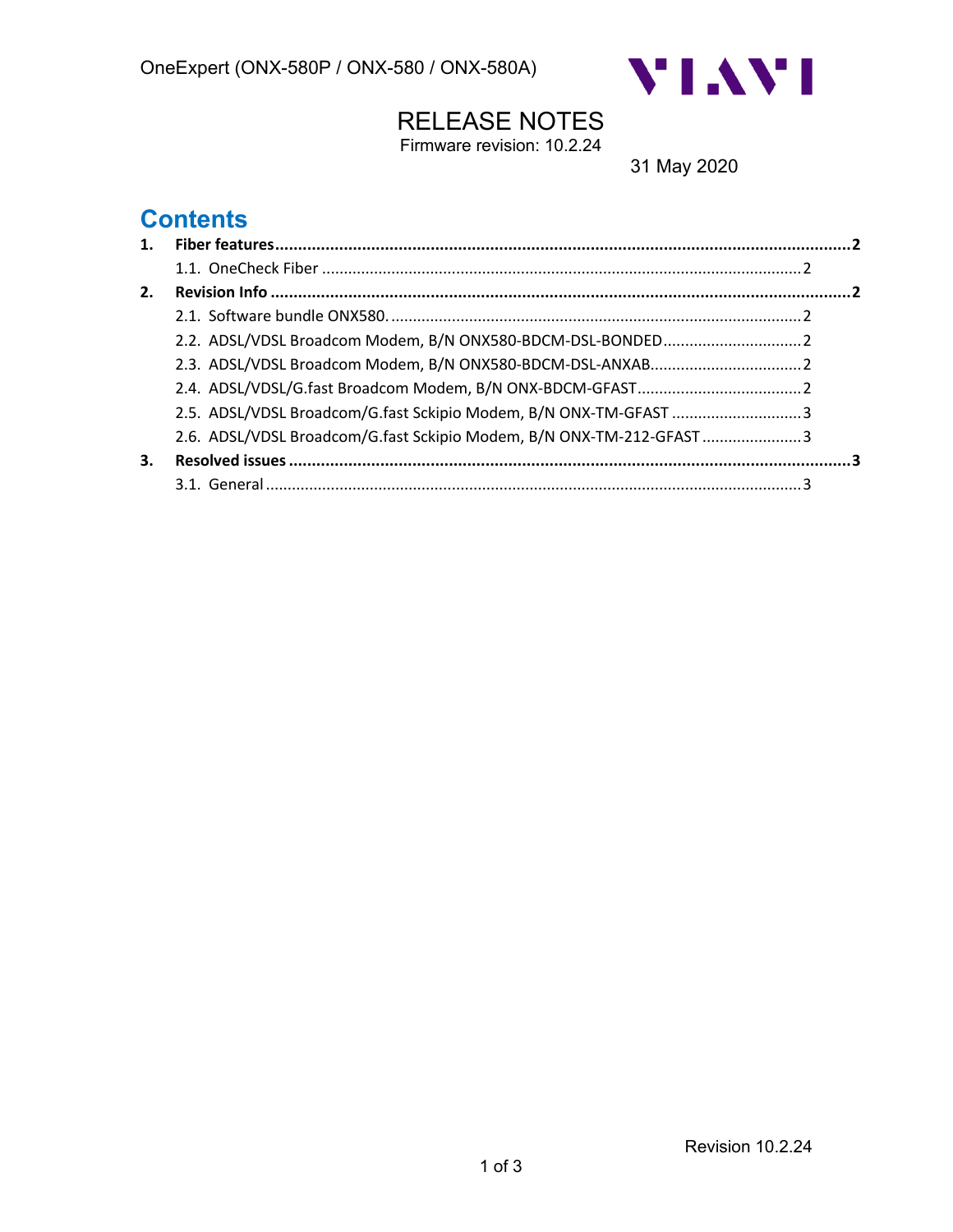OneExpert (ONX-580P / ONX-580 / ONX-580A)

# RELEASE NOTES

Firmware revision: 10.2.24

31 May 2020

## Contents

1. **Fiber features** ..... 2
   - 1.1. OneCheck Fiber ..... 2
2. **Revision Info** ..... 2
   - 2.1. Software bundle ONX580. ..... 2
   - 2.2. ADSL/VDSL Broadcom Modem, B/N ONX580-BDCM-DSL-BONDED ..... 2
   - 2.3. ADSL/VDSL Broadcom Modem, B/N ONX580-BDCM-DSL-ANXAB ..... 2
   - 2.4. ADSL/VDSL/G.fast Broadcom Modem, B/N ONX-BDCM-GFAST ..... 2
   - 2.5. ADSL/VDSL Broadcom/G.fast Sckipio Modem, B/N ONX-TM-GFAST ..... 3
   - 2.6. ADSL/VDSL Broadcom/G.fast Sckipio Modem, B/N ONX-TM-212-GFAST ..... 3
3. **Resolved issues** ..... 3
   - 3.1. General ..... 3

Revision 10.2.24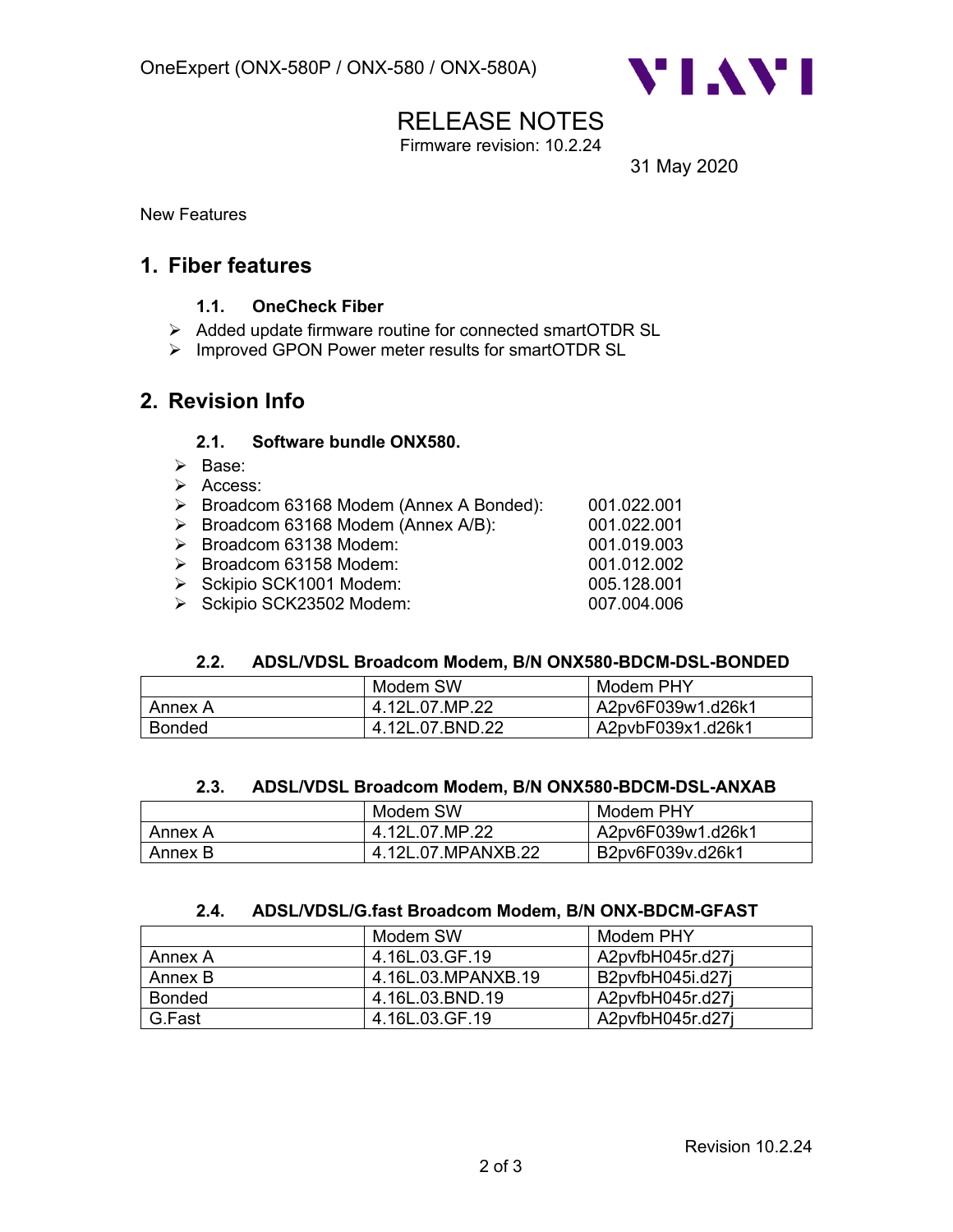RELEASE NOTES

Firmware revision: 10.2.24

31 May 2020

New Features

## 1. Fiber features

### 1.1. OneCheck Fiber

- Added update firmware routine for connected smartOTDR SL
- Improved GPON Power meter results for smartOTDR SL

## 2. Revision Info

### 2.1. Software bundle ONX580.

- Base:
- Access:
- Broadcom 63168 Modem (Annex A Bonded): 001.022.001
- Broadcom 63168 Modem (Annex A/B): 001.022.001
- Broadcom 63138 Modem: 001.019.003
- Broadcom 63158 Modem: 001.012.002
- Sckipio SCK1001 Modem: 005.128.001
- Sckipio SCK23502 Modem: 007.004.006

### 2.2. ADSL/VDSL Broadcom Modem, B/N ONX580-BDCM-DSL-BONDED

| | Modem SW | Modem PHY |
|---|---|---|
| Annex A | 4.12L.07.MP.22 | A2pv6F039w1.d26k1 |
| Bonded | 4.12L.07.BND.22 | A2pvbF039x1.d26k1 |

### 2.3. ADSL/VDSL Broadcom Modem, B/N ONX580-BDCM-DSL-ANXAB

| | Modem SW | Modem PHY |
|---|---|---|
| Annex A | 4.12L.07.MP.22 | A2pv6F039w1.d26k1 |
| Annex B | 4.12L.07.MPANXB.22 | B2pv6F039v.d26k1 |

### 2.4. ADSL/VDSL/G.fast Broadcom Modem, B/N ONX-BDCM-GFAST

| | Modem SW | Modem PHY |
|---|---|---|
| Annex A | 4.16L.03.GF.19 | A2pvfbH045r.d27j |
| Annex B | 4.16L.03.MPANXB.19 | B2pvfbH045i.d27j |
| Bonded | 4.16L.03.BND.19 | A2pvfbH045r.d27j |
| G.Fast | 4.16L.03.GF.19 | A2pvfbH045r.d27j |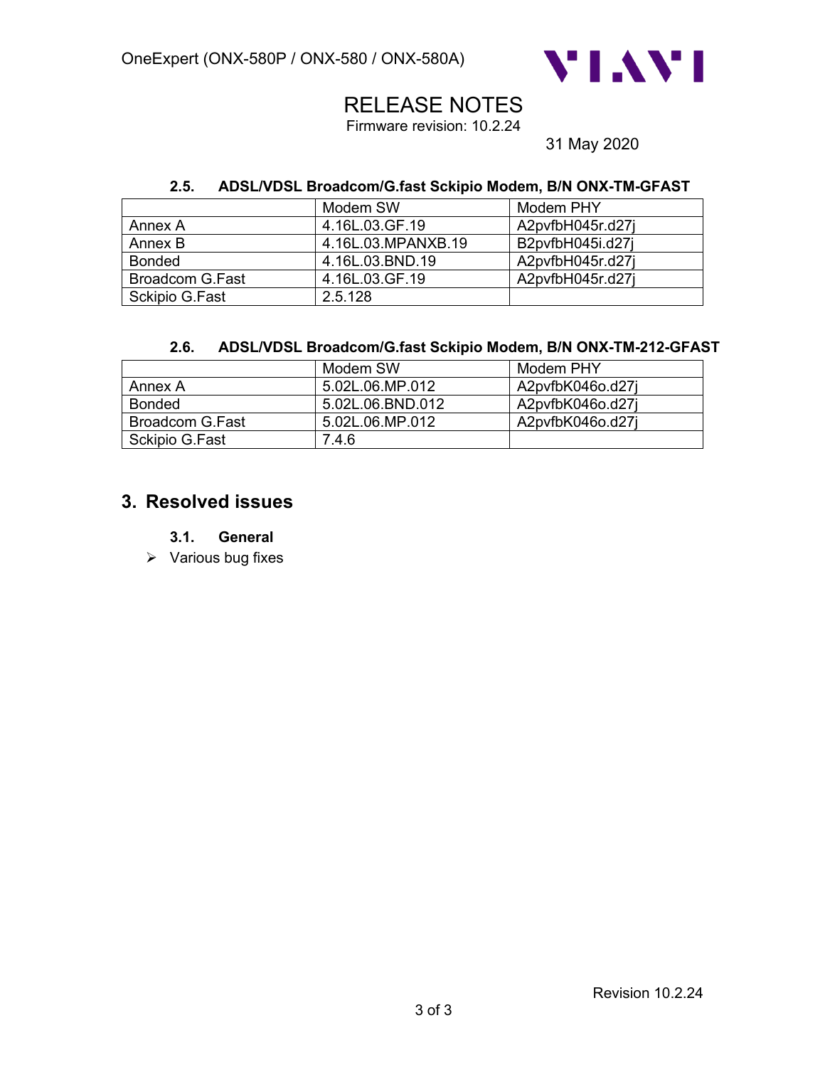### 2.5. ADSL/VDSL Broadcom/G.fast Sckipio Modem, B/N ONX-TM-GFAST

| | Modem SW | Modem PHY |
|---|---|---|
| Annex A | 4.16L.03.GF.19 | A2pvfbH045r.d27j |
| Annex B | 4.16L.03.MPANXB.19 | B2pvfbH045i.d27j |
| Bonded | 4.16L.03.BND.19 | A2pvfbH045r.d27j |
| Broadcom G.Fast | 4.16L.03.GF.19 | A2pvfbH045r.d27j |
| Sckipio G.Fast | 2.5.128 | |

### 2.6. ADSL/VDSL Broadcom/G.fast Sckipio Modem, B/N ONX-TM-212-GFAST

| | Modem SW | Modem PHY |
|---|---|---|
| Annex A | 5.02L.06.MP.012 | A2pvfbK046o.d27j |
| Bonded | 5.02L.06.BND.012 | A2pvfbK046o.d27j |
| Broadcom G.Fast | 5.02L.06.MP.012 | A2pvfbK046o.d27j |
| Sckipio G.Fast | 7.4.6 | |

## 3. Resolved issues

### 3.1. General

- Various bug fixes